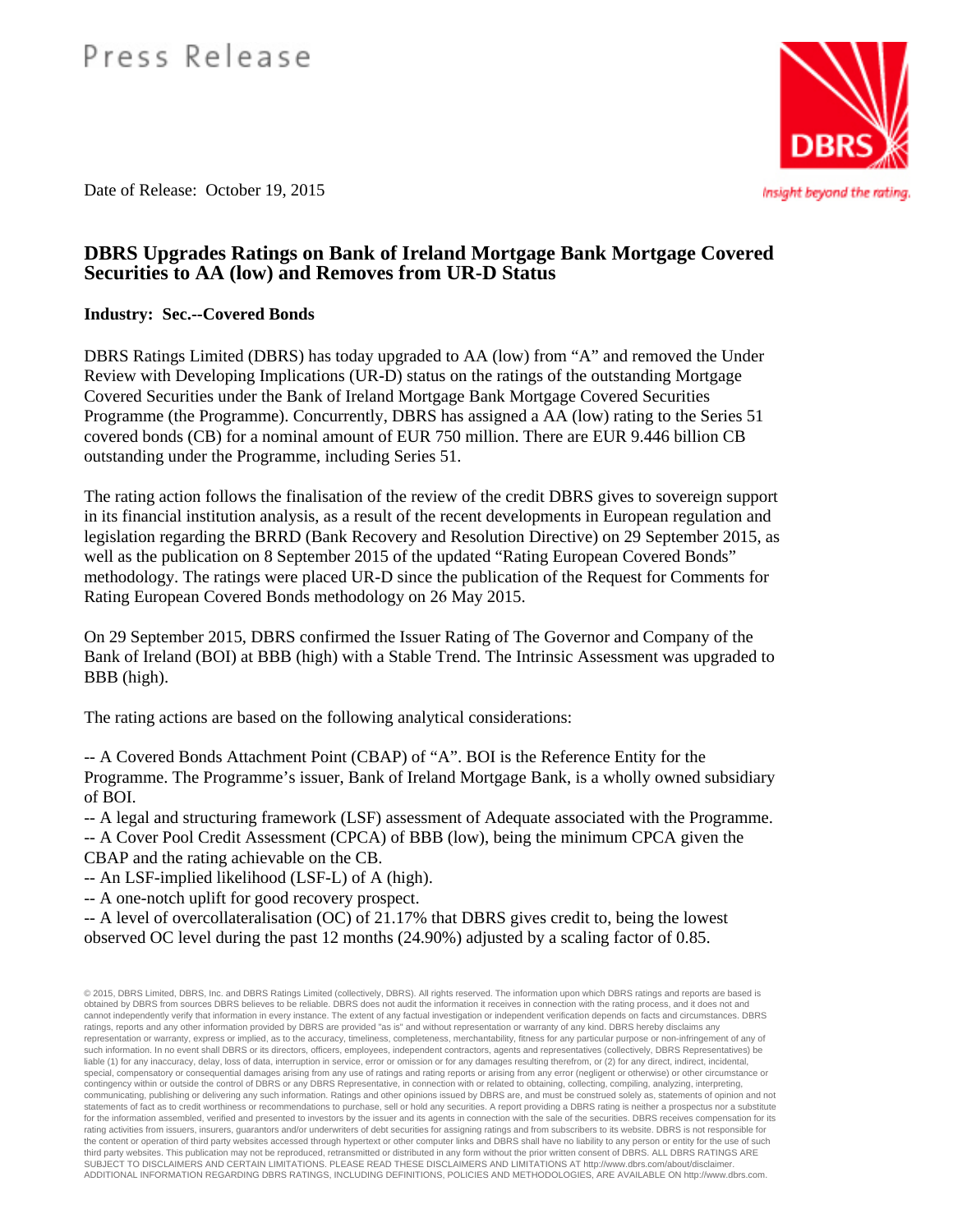Press Release

Date of Release: October 19, 2015

# DBRS Upgrades Ratings on Bank of Ireland Mortgage Bank Mortgage Covered Securities to AA (low) and Removes from UR-D Status

**Industry: Sec.--Covered Bonds**

DBRS Ratings Limited (DBRS) has today upgraded to AA (low) from "A" and removed the Under Review with Developing Implications (UR-D) status on the ratings of the outstanding Mortgage Covered Securities under the Bank of Ireland Mortgage Bank Mortgage Covered Securities Programme (the Programme). Concurrently, DBRS has assigned a AA (low) rating to the Series 51 covered bonds (CB) for a nominal amount of EUR 750 million. There are EUR 9.446 billion CB outstanding under the Programme, including Series 51.

The rating action follows the finalisation of the review of the credit DBRS gives to sovereign support in its financial institution analysis, as a result of the recent developments in European regulation and legislation regarding the BRRD (Bank Recovery and Resolution Directive) on 29 September 2015, as well as the publication on 8 September 2015 of the updated "Rating European Covered Bonds" methodology. The ratings were placed UR-D since the publication of the Request for Comments for Rating European Covered Bonds methodology on 26 May 2015.

On 29 September 2015, DBRS confirmed the Issuer Rating of The Governor and Company of the Bank of Ireland (BOI) at BBB (high) with a Stable Trend. The Intrinsic Assessment was upgraded to BBB (high).

The rating actions are based on the following analytical considerations:

-- A Covered Bonds Attachment Point (CBAP) of "A". BOI is the Reference Entity for the Programme. The Programme's issuer, Bank of Ireland Mortgage Bank, is a wholly owned subsidiary of BOI.
-- A legal and structuring framework (LSF) assessment of Adequate associated with the Programme.
-- A Cover Pool Credit Assessment (CPCA) of BBB (low), being the minimum CPCA given the CBAP and the rating achievable on the CB.
-- An LSF-implied likelihood (LSF-L) of A (high).
-- A one-notch uplift for good recovery prospect.
-- A level of overcollateralisation (OC) of 21.17% that DBRS gives credit to, being the lowest observed OC level during the past 12 months (24.90%) adjusted by a scaling factor of 0.85.

© 2015, DBRS Limited, DBRS, Inc. and DBRS Ratings Limited (collectively, DBRS). All rights reserved. The information upon which DBRS ratings and reports are based is obtained by DBRS from sources DBRS believes to be reliable. DBRS does not audit the information it receives in connection with the rating process, and it does not and cannot independently verify that information in every instance. The extent of any factual investigation or independent verification depends on facts and circumstances. DBRS ratings, reports and any other information provided by DBRS are provided "as is" and without representation or warranty of any kind. DBRS hereby disclaims any representation or warranty, express or implied, as to the accuracy, timeliness, completeness, merchantability, fitness for any particular purpose or non-infringement of any of such information. In no event shall DBRS or its directors, officers, employees, independent contractors, agents and representatives (collectively, DBRS Representatives) be liable (1) for any inaccuracy, delay, loss of data, interruption in service, error or omission or for any damages resulting therefrom, or (2) for any direct, indirect, incidental, special, compensatory or consequential damages arising from any use of ratings and rating reports or arising from any error (negligent or otherwise) or other circumstance or contingency within or outside the control of DBRS or any DBRS Representative, in connection with or related to obtaining, collecting, compiling, analyzing, interpreting, communicating, publishing or delivering any such information. Ratings and other opinions issued by DBRS are, and must be construed solely as, statements of opinion and not statements of fact as to credit worthiness or recommendations to purchase, sell or hold any securities. A report providing a DBRS rating is neither a prospectus nor a substitute for the information assembled, verified and presented to investors by the issuer and its agents in connection with the sale of the securities. DBRS receives compensation for its rating activities from issuers, insurers, guarantors and/or underwriters of debt securities for assigning ratings and from subscribers to its website. DBRS is not responsible for the content or operation of third party websites accessed through hypertext or other computer links and DBRS shall have no liability to any person or entity for the use of such third party websites. This publication may not be reproduced, retransmitted or distributed in any form without the prior written consent of DBRS. ALL DBRS RATINGS ARE SUBJECT TO DISCLAIMERS AND CERTAIN LIMITATIONS. PLEASE READ THESE DISCLAIMERS AND LIMITATIONS AT http://www.dbrs.com/about/disclaimer. ADDITIONAL INFORMATION REGARDING DBRS RATINGS, INCLUDING DEFINITIONS, POLICIES AND METHODOLOGIES, ARE AVAILABLE ON http://www.dbrs.com.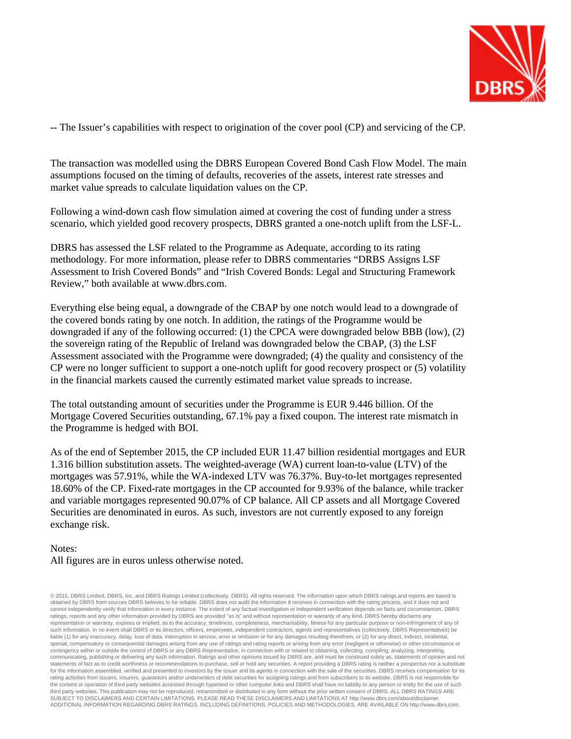-- The Issuer's capabilities with respect to origination of the cover pool (CP) and servicing of the CP.

The transaction was modelled using the DBRS European Covered Bond Cash Flow Model. The main assumptions focused on the timing of defaults, recoveries of the assets, interest rate stresses and market value spreads to calculate liquidation values on the CP.

Following a wind-down cash flow simulation aimed at covering the cost of funding under a stress scenario, which yielded good recovery prospects, DBRS granted a one-notch uplift from the LSF-L.

DBRS has assessed the LSF related to the Programme as Adequate, according to its rating methodology. For more information, please refer to DBRS commentaries "DRBS Assigns LSF Assessment to Irish Covered Bonds" and "Irish Covered Bonds: Legal and Structuring Framework Review," both available at www.dbrs.com.

Everything else being equal, a downgrade of the CBAP by one notch would lead to a downgrade of the covered bonds rating by one notch. In addition, the ratings of the Programme would be downgraded if any of the following occurred: (1) the CPCA were downgraded below BBB (low), (2) the sovereign rating of the Republic of Ireland was downgraded below the CBAP, (3) the LSF Assessment associated with the Programme were downgraded; (4) the quality and consistency of the CP were no longer sufficient to support a one-notch uplift for good recovery prospect or (5) volatility in the financial markets caused the currently estimated market value spreads to increase.

The total outstanding amount of securities under the Programme is EUR 9.446 billion. Of the Mortgage Covered Securities outstanding, 67.1% pay a fixed coupon. The interest rate mismatch in the Programme is hedged with BOI.

As of the end of September 2015, the CP included EUR 11.47 billion residential mortgages and EUR 1.316 billion substitution assets. The weighted-average (WA) current loan-to-value (LTV) of the mortgages was 57.91%, while the WA-indexed LTV was 76.37%. Buy-to-let mortgages represented 18.60% of the CP. Fixed-rate mortgages in the CP accounted for 9.93% of the balance, while tracker and variable mortgages represented 90.07% of CP balance. All CP assets and all Mortgage Covered Securities are denominated in euros. As such, investors are not currently exposed to any foreign exchange risk.

Notes:
All figures are in euros unless otherwise noted.

© 2015, DBRS Limited, DBRS, Inc. and DBRS Ratings Limited (collectively, DBRS). All rights reserved. The information upon which DBRS ratings and reports are based is obtained by DBRS from sources DBRS believes to be reliable. DBRS does not audit the information it receives in connection with the rating process, and it does not and cannot independently verify that information in every instance. The extent of any factual investigation or independent verification depends on facts and circumstances. DBRS ratings, reports and any other information provided by DBRS are provided "as is" and without representation or warranty of any kind. DBRS hereby disclaims any representation or warranty, express or implied, as to the accuracy, timeliness, completeness, merchantability, fitness for any particular purpose or non-infringement of any of such information. In no event shall DBRS or its directors, officers, employees, independent contractors, agents and representatives (collectively, DBRS Representatives) be liable (1) for any inaccuracy, delay, loss of data, interruption in service, error or omission or for any damages resulting therefrom, or (2) for any direct, indirect, incidental, special, compensatory or consequential damages arising from any use of ratings and rating reports or arising from any error (negligent or otherwise) or other circumstance or contingency within or outside the control of DBRS or any DBRS Representative, in connection with or related to obtaining, collecting, compiling, analyzing, interpreting, communicating, publishing or delivering any such information. Ratings and other opinions issued by DBRS are, and must be construed solely as, statements of opinion and not statements of fact as to credit worthiness or recommendations to purchase, sell or hold any securities. A report providing a DBRS rating is neither a prospectus nor a substitute for the information assembled, verified and presented to investors by the issuer and its agents in connection with the sale of the securities. DBRS receives compensation for its rating activities from issuers, insurers, guarantors and/or underwriters of debt securities for assigning ratings and from subscribers to its website. DBRS is not responsible for the content or operation of third party websites accessed through hypertext or other computer links and DBRS shall have no liability to any person or entity for the use of such third party websites. This publication may not be reproduced, retransmitted or distributed in any form without the prior written consent of DBRS. ALL DBRS RATINGS ARE SUBJECT TO DISCLAIMERS AND CERTAIN LIMITATIONS. PLEASE READ THESE DISCLAIMERS AND LIMITATIONS AT http://www.dbrs.com/about/disclaimer. ADDITIONAL INFORMATION REGARDING DBRS RATINGS, INCLUDING DEFINITIONS, POLICIES AND METHODOLOGIES, ARE AVAILABLE ON http://www.dbrs.com.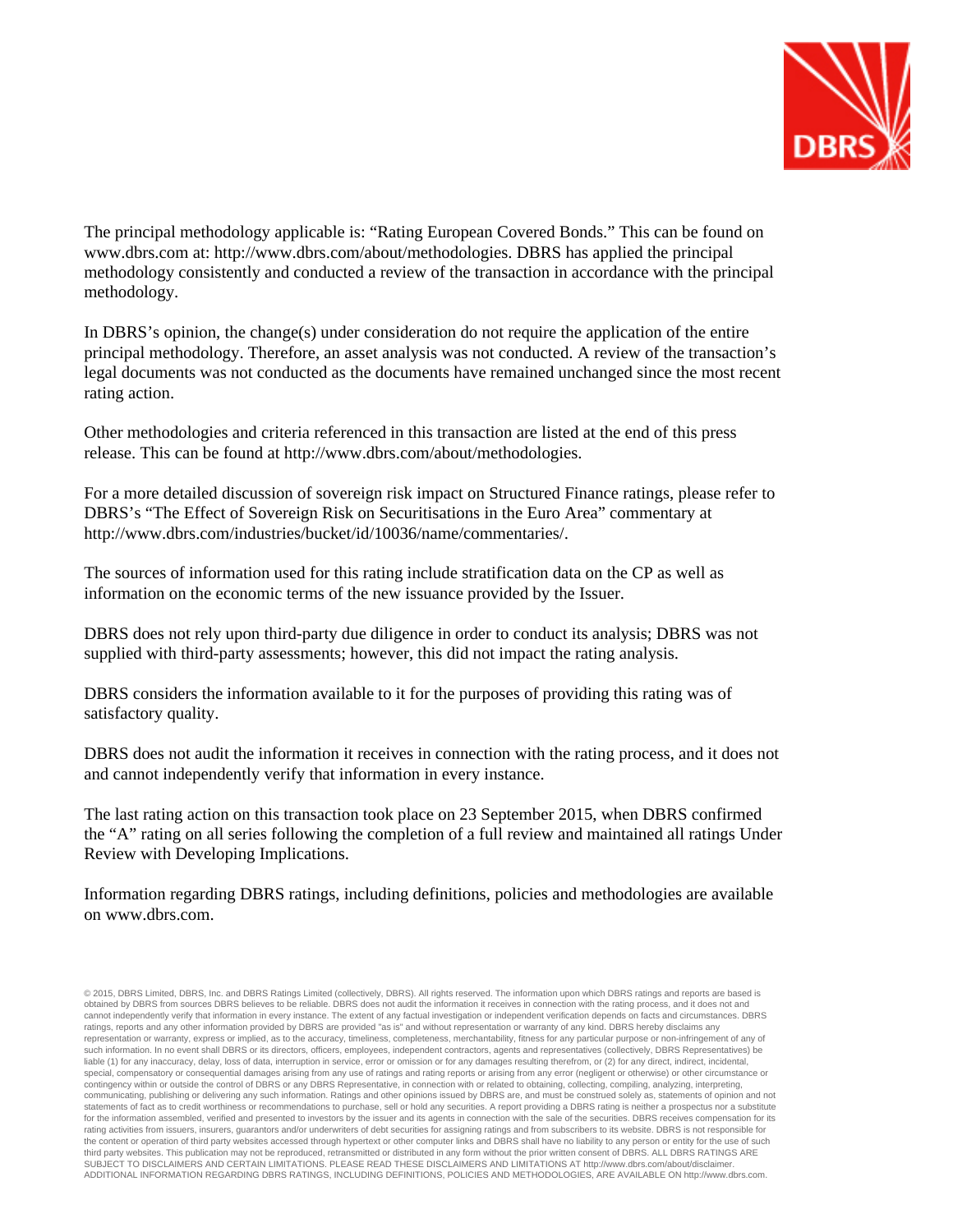The principal methodology applicable is: "Rating European Covered Bonds." This can be found on www.dbrs.com at: http://www.dbrs.com/about/methodologies. DBRS has applied the principal methodology consistently and conducted a review of the transaction in accordance with the principal methodology.

In DBRS's opinion, the change(s) under consideration do not require the application of the entire principal methodology. Therefore, an asset analysis was not conducted. A review of the transaction's legal documents was not conducted as the documents have remained unchanged since the most recent rating action.

Other methodologies and criteria referenced in this transaction are listed at the end of this press release. This can be found at http://www.dbrs.com/about/methodologies.

For a more detailed discussion of sovereign risk impact on Structured Finance ratings, please refer to DBRS's "The Effect of Sovereign Risk on Securitisations in the Euro Area" commentary at http://www.dbrs.com/industries/bucket/id/10036/name/commentaries/.

The sources of information used for this rating include stratification data on the CP as well as information on the economic terms of the new issuance provided by the Issuer.

DBRS does not rely upon third-party due diligence in order to conduct its analysis; DBRS was not supplied with third-party assessments; however, this did not impact the rating analysis.

DBRS considers the information available to it for the purposes of providing this rating was of satisfactory quality.

DBRS does not audit the information it receives in connection with the rating process, and it does not and cannot independently verify that information in every instance.

The last rating action on this transaction took place on 23 September 2015, when DBRS confirmed the "A" rating on all series following the completion of a full review and maintained all ratings Under Review with Developing Implications.

Information regarding DBRS ratings, including definitions, policies and methodologies are available on www.dbrs.com.

© 2015, DBRS Limited, DBRS, Inc. and DBRS Ratings Limited (collectively, DBRS). All rights reserved. The information upon which DBRS ratings and reports are based is obtained by DBRS from sources DBRS believes to be reliable. DBRS does not audit the information it receives in connection with the rating process, and it does not and cannot independently verify that information in every instance. The extent of any factual investigation or independent verification depends on facts and circumstances. DBRS ratings, reports and any other information provided by DBRS are provided "as is" and without representation or warranty of any kind. DBRS hereby disclaims any representation or warranty, express or implied, as to the accuracy, timeliness, completeness, merchantability, fitness for any particular purpose or non-infringement of any of such information. In no event shall DBRS or its directors, officers, employees, independent contractors, agents and representatives (collectively, DBRS Representatives) be liable (1) for any inaccuracy, delay, loss of data, interruption in service, error or omission or for any damages resulting therefrom, or (2) for any direct, indirect, incidental, special, compensatory or consequential damages arising from any use of ratings and rating reports or arising from any error (negligent or otherwise) or other circumstance or contingency within or outside the control of DBRS or any DBRS Representative, in connection with or related to obtaining, collecting, compiling, analyzing, interpreting, communicating, publishing or delivering any such information. Ratings and other opinions issued by DBRS are, and must be construed solely as, statements of opinion and not statements of fact as to credit worthiness or recommendations to purchase, sell or hold any securities. A report providing a DBRS rating is neither a prospectus nor a substitute for the information assembled, verified and presented to investors by the issuer and its agents in connection with the sale of the securities. DBRS receives compensation for its rating activities from issuers, insurers, guarantors and/or underwriters of debt securities for assigning ratings and from subscribers to its website. DBRS is not responsible for the content or operation of third party websites accessed through hypertext or other computer links and DBRS shall have no liability to any person or entity for the use of such third party websites. This publication may not be reproduced, retransmitted or distributed in any form without the prior written consent of DBRS. ALL DBRS RATINGS ARE SUBJECT TO DISCLAIMERS AND CERTAIN LIMITATIONS. PLEASE READ THESE DISCLAIMERS AND LIMITATIONS AT http://www.dbrs.com/about/disclaimer. ADDITIONAL INFORMATION REGARDING DBRS RATINGS, INCLUDING DEFINITIONS, POLICIES AND METHODOLOGIES, ARE AVAILABLE ON http://www.dbrs.com.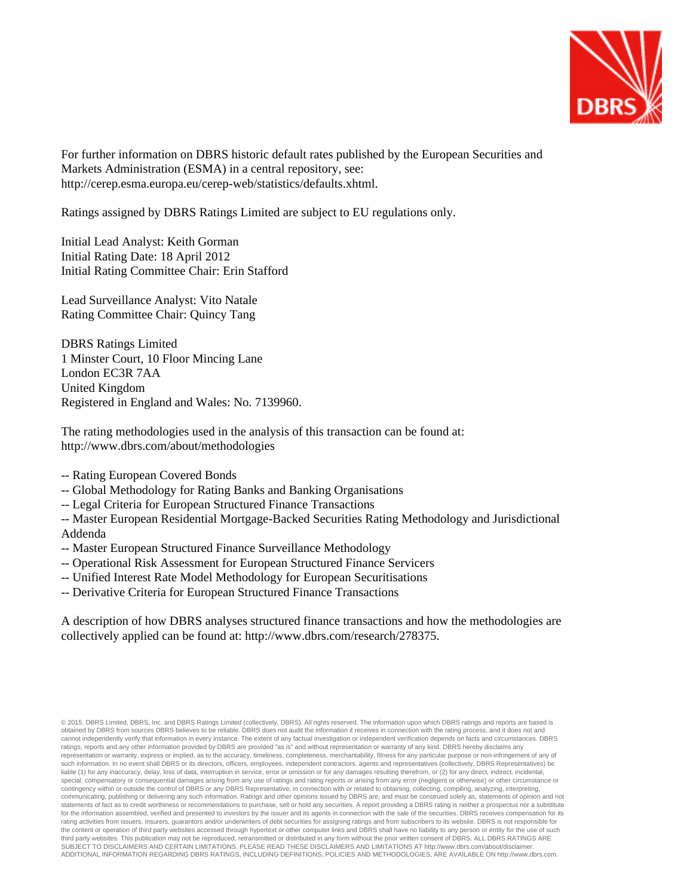For further information on DBRS historic default rates published by the European Securities and Markets Administration (ESMA) in a central repository, see: http://cerep.esma.europa.eu/cerep-web/statistics/defaults.xhtml.

Ratings assigned by DBRS Ratings Limited are subject to EU regulations only.

Initial Lead Analyst: Keith Gorman
Initial Rating Date: 18 April 2012
Initial Rating Committee Chair: Erin Stafford

Lead Surveillance Analyst: Vito Natale
Rating Committee Chair: Quincy Tang

DBRS Ratings Limited
1 Minster Court, 10 Floor Mincing Lane
London EC3R 7AA
United Kingdom
Registered in England and Wales: No. 7139960.

The rating methodologies used in the analysis of this transaction can be found at: http://www.dbrs.com/about/methodologies

-- Rating European Covered Bonds
-- Global Methodology for Rating Banks and Banking Organisations
-- Legal Criteria for European Structured Finance Transactions
-- Master European Residential Mortgage-Backed Securities Rating Methodology and Jurisdictional Addenda
-- Master European Structured Finance Surveillance Methodology
-- Operational Risk Assessment for European Structured Finance Servicers
-- Unified Interest Rate Model Methodology for European Securitisations
-- Derivative Criteria for European Structured Finance Transactions

A description of how DBRS analyses structured finance transactions and how the methodologies are collectively applied can be found at: http://www.dbrs.com/research/278375.

© 2015, DBRS Limited, DBRS, Inc. and DBRS Ratings Limited (collectively, DBRS). All rights reserved. The information upon which DBRS ratings and reports are based is obtained by DBRS from sources DBRS believes to be reliable. DBRS does not audit the information it receives in connection with the rating process, and it does not and cannot independently verify that information in every instance. The extent of any factual investigation or independent verification depends on facts and circumstances. DBRS ratings, reports and any other information provided by DBRS are provided "as is" and without representation or warranty of any kind. DBRS hereby disclaims any representation or warranty, express or implied, as to the accuracy, timeliness, completeness, merchantability, fitness for any particular purpose or non-infringement of any of such information. In no event shall DBRS or its directors, officers, employees, independent contractors, agents and representatives (collectively, DBRS Representatives) be liable (1) for any inaccuracy, delay, loss of data, interruption in service, error or omission or for any damages resulting therefrom, or (2) for any direct, indirect, incidental, special, compensatory or consequential damages arising from any use of ratings and rating reports or arising from any error (negligent or otherwise) or other circumstance or contingency within or outside the control of DBRS or any DBRS Representative, in connection with or related to obtaining, collecting, compiling, analyzing, interpreting, communicating, publishing or delivering any such information. Ratings and other opinions issued by DBRS are, and must be construed solely as, statements of opinion and not statements of fact as to credit worthiness or recommendations to purchase, sell or hold any securities. A report providing a DBRS rating is neither a prospectus nor a substitute for the information assembled, verified and presented to investors by the issuer and its agents in connection with the sale of the securities. DBRS receives compensation for its rating activities from issuers, insurers, guarantors and/or underwriters of debt securities for assigning ratings and from subscribers to its website. DBRS is not responsible for the content or operation of third party websites accessed through hypertext or other computer links and DBRS shall have no liability to any person or entity for the use of such third party websites. This publication may not be reproduced, retransmitted or distributed in any form without the prior written consent of DBRS. ALL DBRS RATINGS ARE SUBJECT TO DISCLAIMERS AND CERTAIN LIMITATIONS. PLEASE READ THESE DISCLAIMERS AND LIMITATIONS AT http://www.dbrs.com/about/disclaimer. ADDITIONAL INFORMATION REGARDING DBRS RATINGS, INCLUDING DEFINITIONS, POLICIES AND METHODOLOGIES, ARE AVAILABLE ON http://www.dbrs.com.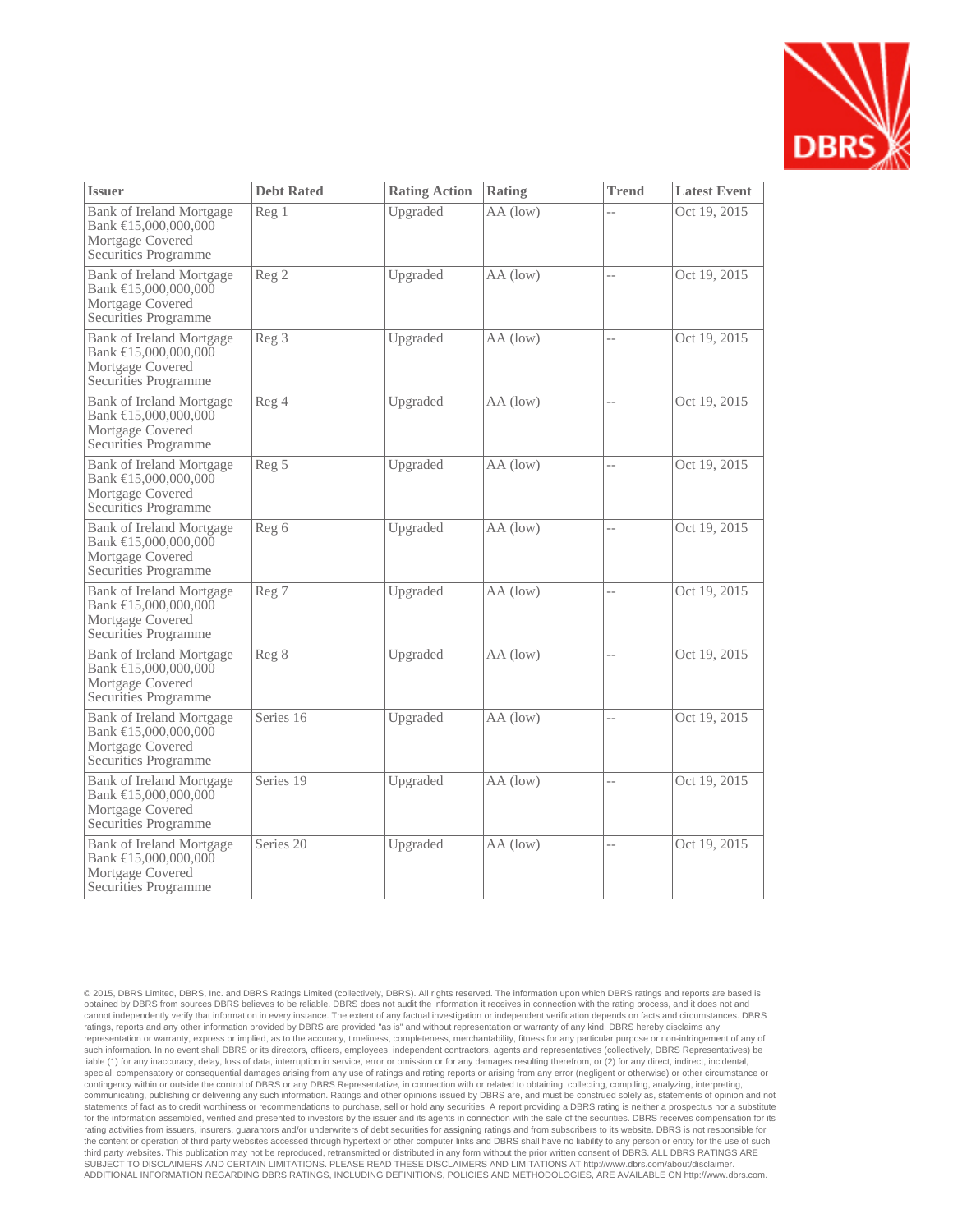| Issuer | Debt Rated | Rating Action | Rating | Trend | Latest Event |
|---|---|---|---|---|---|
| Bank of Ireland Mortgage Bank €15,000,000,000 Mortgage Covered Securities Programme | Reg 1 | Upgraded | AA (low) | -- | Oct 19, 2015 |
| Bank of Ireland Mortgage Bank €15,000,000,000 Mortgage Covered Securities Programme | Reg 2 | Upgraded | AA (low) | -- | Oct 19, 2015 |
| Bank of Ireland Mortgage Bank €15,000,000,000 Mortgage Covered Securities Programme | Reg 3 | Upgraded | AA (low) | -- | Oct 19, 2015 |
| Bank of Ireland Mortgage Bank €15,000,000,000 Mortgage Covered Securities Programme | Reg 4 | Upgraded | AA (low) | -- | Oct 19, 2015 |
| Bank of Ireland Mortgage Bank €15,000,000,000 Mortgage Covered Securities Programme | Reg 5 | Upgraded | AA (low) | -- | Oct 19, 2015 |
| Bank of Ireland Mortgage Bank €15,000,000,000 Mortgage Covered Securities Programme | Reg 6 | Upgraded | AA (low) | -- | Oct 19, 2015 |
| Bank of Ireland Mortgage Bank €15,000,000,000 Mortgage Covered Securities Programme | Reg 7 | Upgraded | AA (low) | -- | Oct 19, 2015 |
| Bank of Ireland Mortgage Bank €15,000,000,000 Mortgage Covered Securities Programme | Reg 8 | Upgraded | AA (low) | -- | Oct 19, 2015 |
| Bank of Ireland Mortgage Bank €15,000,000,000 Mortgage Covered Securities Programme | Series 16 | Upgraded | AA (low) | -- | Oct 19, 2015 |
| Bank of Ireland Mortgage Bank €15,000,000,000 Mortgage Covered Securities Programme | Series 19 | Upgraded | AA (low) | -- | Oct 19, 2015 |
| Bank of Ireland Mortgage Bank €15,000,000,000 Mortgage Covered Securities Programme | Series 20 | Upgraded | AA (low) | -- | Oct 19, 2015 |

© 2015, DBRS Limited, DBRS, Inc. and DBRS Ratings Limited (collectively, DBRS). All rights reserved. The information upon which DBRS ratings and reports are based is obtained by DBRS from sources DBRS believes to be reliable. DBRS does not audit the information it receives in connection with the rating process, and it does not and cannot independently verify that information in every instance. The extent of any factual investigation or independent verification depends on facts and circumstances. DBRS ratings, reports and any other information provided by DBRS are provided "as is" and without representation or warranty of any kind. DBRS hereby disclaims any representation or warranty, express or implied, as to the accuracy, timeliness, completeness, merchantability, fitness for any particular purpose or non-infringement of any of such information. In no event shall DBRS or its directors, officers, employees, independent contractors, agents and representatives (collectively, DBRS Representatives) be liable (1) for any inaccuracy, delay, loss of data, interruption in service, error or omission or for any damages resulting therefrom, or (2) for any direct, indirect, incidental, special, compensatory or consequential damages arising from any use of ratings and rating reports or arising from any error (negligent or otherwise) or other circumstance or contingency within or outside the control of DBRS or any DBRS Representative, in connection with or related to obtaining, collecting, compiling, analyzing, interpreting, communicating, publishing or delivering any such information. Ratings and other opinions issued by DBRS are, and must be construed solely as, statements of opinion and not statements of fact as to credit worthiness or recommendations to purchase, sell or hold any securities. A report providing a DBRS rating is neither a prospectus nor a substitute for the information assembled, verified and presented to investors by the issuer and its agents in connection with the sale of the securities. DBRS receives compensation for its rating activities from issuers, insurers, guarantors and/or underwriters of debt securities for assigning ratings and from subscribers to its website. DBRS is not responsible for the content or operation of third party websites accessed through hypertext or other computer links and DBRS shall have no liability to any person or entity for the use of such third party websites. This publication may not be reproduced, retransmitted or distributed in any form without the prior written consent of DBRS. ALL DBRS RATINGS ARE SUBJECT TO DISCLAIMERS AND CERTAIN LIMITATIONS. PLEASE READ THESE DISCLAIMERS AND LIMITATIONS AT http://www.dbrs.com/about/disclaimer. ADDITIONAL INFORMATION REGARDING DBRS RATINGS, INCLUDING DEFINITIONS, POLICIES AND METHODOLOGIES, ARE AVAILABLE ON http://www.dbrs.com.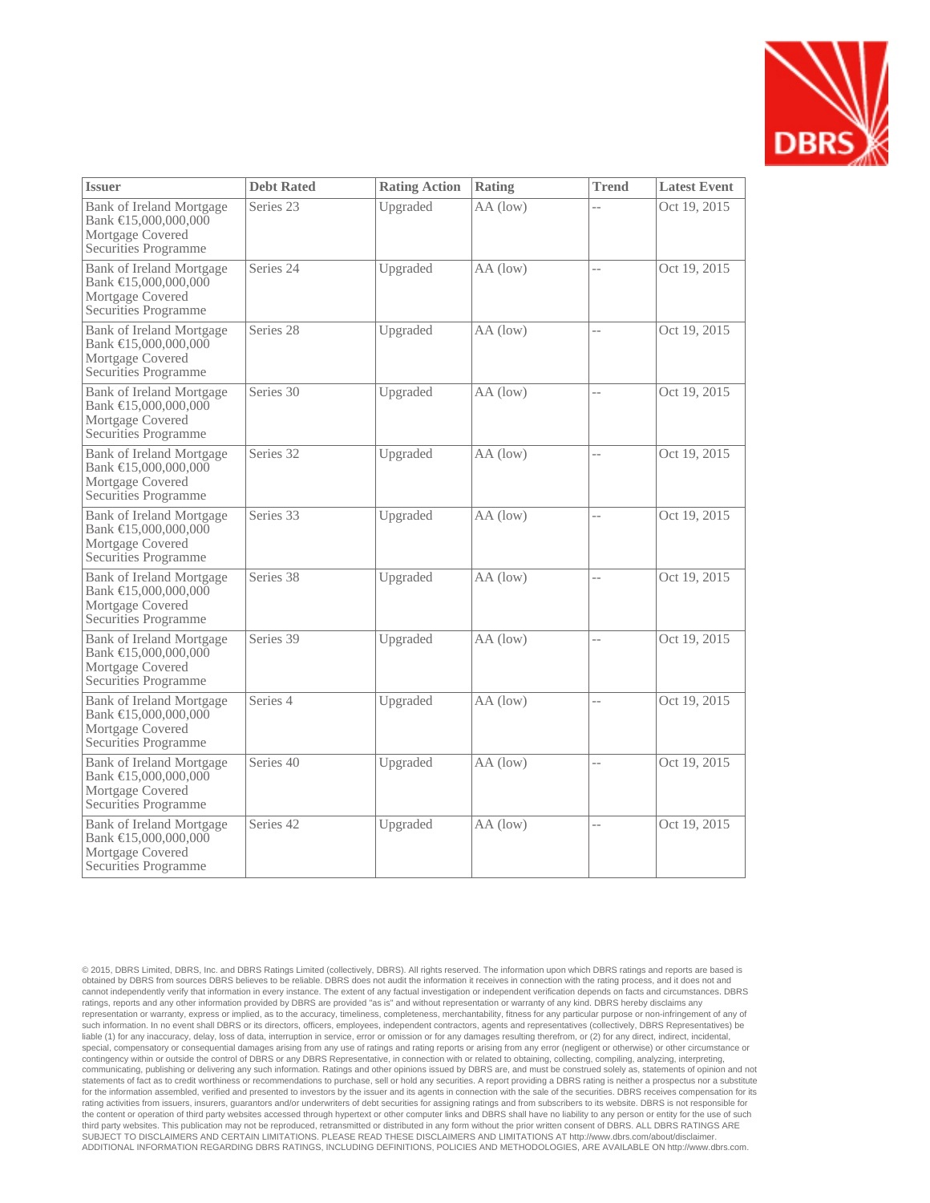| Issuer | Debt Rated | Rating Action | Rating | Trend | Latest Event |
| --- | --- | --- | --- | --- | --- |
| Bank of Ireland Mortgage Bank €15,000,000,000 Mortgage Covered Securities Programme | Series 23 | Upgraded | AA (low) | -- | Oct 19, 2015 |
| Bank of Ireland Mortgage Bank €15,000,000,000 Mortgage Covered Securities Programme | Series 24 | Upgraded | AA (low) | -- | Oct 19, 2015 |
| Bank of Ireland Mortgage Bank €15,000,000,000 Mortgage Covered Securities Programme | Series 28 | Upgraded | AA (low) | -- | Oct 19, 2015 |
| Bank of Ireland Mortgage Bank €15,000,000,000 Mortgage Covered Securities Programme | Series 30 | Upgraded | AA (low) | -- | Oct 19, 2015 |
| Bank of Ireland Mortgage Bank €15,000,000,000 Mortgage Covered Securities Programme | Series 32 | Upgraded | AA (low) | -- | Oct 19, 2015 |
| Bank of Ireland Mortgage Bank €15,000,000,000 Mortgage Covered Securities Programme | Series 33 | Upgraded | AA (low) | -- | Oct 19, 2015 |
| Bank of Ireland Mortgage Bank €15,000,000,000 Mortgage Covered Securities Programme | Series 38 | Upgraded | AA (low) | -- | Oct 19, 2015 |
| Bank of Ireland Mortgage Bank €15,000,000,000 Mortgage Covered Securities Programme | Series 39 | Upgraded | AA (low) | -- | Oct 19, 2015 |
| Bank of Ireland Mortgage Bank €15,000,000,000 Mortgage Covered Securities Programme | Series 4 | Upgraded | AA (low) | -- | Oct 19, 2015 |
| Bank of Ireland Mortgage Bank €15,000,000,000 Mortgage Covered Securities Programme | Series 40 | Upgraded | AA (low) | -- | Oct 19, 2015 |
| Bank of Ireland Mortgage Bank €15,000,000,000 Mortgage Covered Securities Programme | Series 42 | Upgraded | AA (low) | -- | Oct 19, 2015 |

© 2015, DBRS Limited, DBRS, Inc. and DBRS Ratings Limited (collectively, DBRS). All rights reserved. The information upon which DBRS ratings and reports are based is obtained by DBRS from sources DBRS believes to be reliable. DBRS does not audit the information it receives in connection with the rating process, and it does not and cannot independently verify that information in every instance. The extent of any factual investigation or independent verification depends on facts and circumstances. DBRS ratings, reports and any other information provided by DBRS are provided "as is" and without representation or warranty of any kind. DBRS hereby disclaims any representation or warranty, express or implied, as to the accuracy, timeliness, completeness, merchantability, fitness for any particular purpose or non-infringement of any of such information. In no event shall DBRS or its directors, officers, employees, independent contractors, agents and representatives (collectively, DBRS Representatives) be liable (1) for any inaccuracy, delay, loss of data, interruption in service, error or omission or for any damages resulting therefrom, or (2) for any direct, indirect, incidental, special, compensatory or consequential damages arising from any use of ratings and rating reports or arising from any error (negligent or otherwise) or other circumstance or contingency within or outside the control of DBRS or any DBRS Representative, in connection with or related to obtaining, collecting, compiling, analyzing, interpreting, communicating, publishing or delivering any such information. Ratings and other opinions issued by DBRS are, and must be construed solely as, statements of opinion and not statements of fact as to credit worthiness or recommendations to purchase, sell or hold any securities. A report providing a DBRS rating is neither a prospectus nor a substitute for the information assembled, verified and presented to investors by the issuer and its agents in connection with the sale of the securities. DBRS receives compensation for its rating activities from issuers, insurers, guarantors and/or underwriters of debt securities for assigning ratings and from subscribers to its website. DBRS is not responsible for the content or operation of third party websites accessed through hypertext or other computer links and DBRS shall have no liability to any person or entity for the use of such third party websites. This publication may not be reproduced, retransmitted or distributed in any form without the prior written consent of DBRS. ALL DBRS RATINGS ARE SUBJECT TO DISCLAIMERS AND CERTAIN LIMITATIONS. PLEASE READ THESE DISCLAIMERS AND LIMITATIONS AT http://www.dbrs.com/about/disclaimer. ADDITIONAL INFORMATION REGARDING DBRS RATINGS, INCLUDING DEFINITIONS, POLICIES AND METHODOLOGIES, ARE AVAILABLE ON http://www.dbrs.com.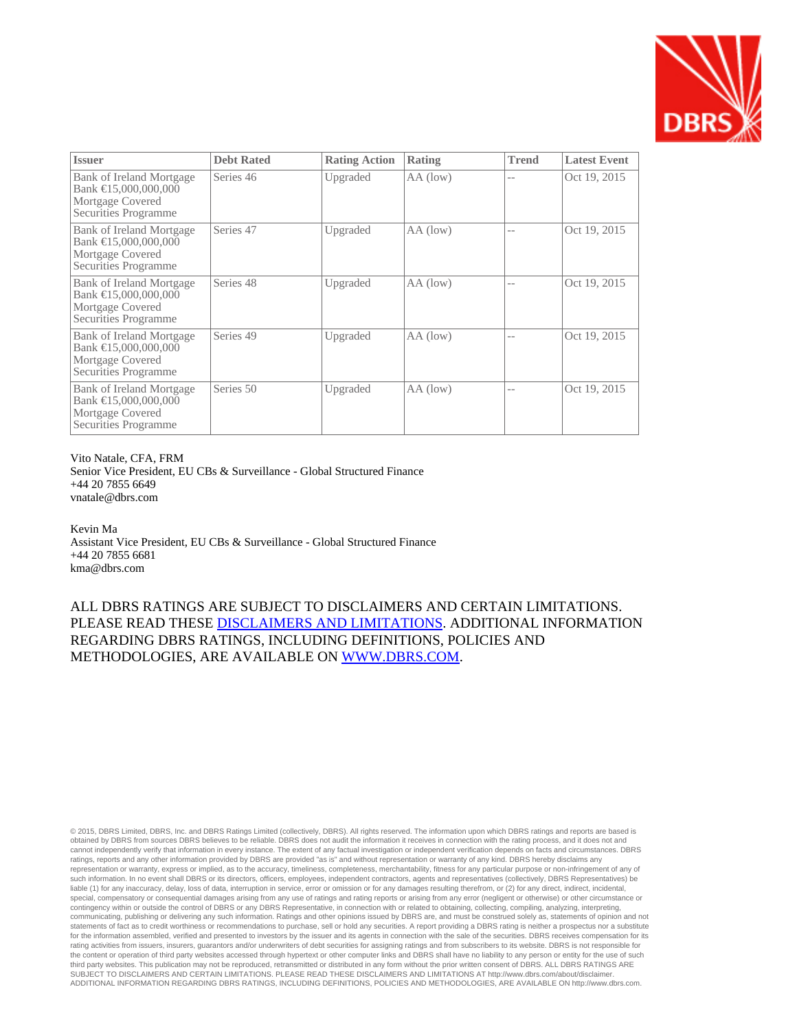| Issuer | Debt Rated | Rating Action | Rating | Trend | Latest Event |
| --- | --- | --- | --- | --- | --- |
| Bank of Ireland Mortgage Bank €15,000,000,000 Mortgage Covered Securities Programme | Series 46 | Upgraded | AA (low) | -- | Oct 19, 2015 |
| Bank of Ireland Mortgage Bank €15,000,000,000 Mortgage Covered Securities Programme | Series 47 | Upgraded | AA (low) | -- | Oct 19, 2015 |
| Bank of Ireland Mortgage Bank €15,000,000,000 Mortgage Covered Securities Programme | Series 48 | Upgraded | AA (low) | -- | Oct 19, 2015 |
| Bank of Ireland Mortgage Bank €15,000,000,000 Mortgage Covered Securities Programme | Series 49 | Upgraded | AA (low) | -- | Oct 19, 2015 |
| Bank of Ireland Mortgage Bank €15,000,000,000 Mortgage Covered Securities Programme | Series 50 | Upgraded | AA (low) | -- | Oct 19, 2015 |

Vito Natale, CFA, FRM
Senior Vice President, EU CBs & Surveillance - Global Structured Finance
+44 20 7855 6649
vnatale@dbrs.com

Kevin Ma
Assistant Vice President, EU CBs & Surveillance - Global Structured Finance
+44 20 7855 6681
kma@dbrs.com

ALL DBRS RATINGS ARE SUBJECT TO DISCLAIMERS AND CERTAIN LIMITATIONS. PLEASE READ THESE DISCLAIMERS AND LIMITATIONS. ADDITIONAL INFORMATION REGARDING DBRS RATINGS, INCLUDING DEFINITIONS, POLICIES AND METHODOLOGIES, ARE AVAILABLE ON WWW.DBRS.COM.

© 2015, DBRS Limited, DBRS, Inc. and DBRS Ratings Limited (collectively, DBRS). All rights reserved. The information upon which DBRS ratings and reports are based is obtained by DBRS from sources DBRS believes to be reliable. DBRS does not audit the information it receives in connection with the rating process, and it does not and cannot independently verify that information in every instance. The extent of any factual investigation or independent verification depends on facts and circumstances. DBRS ratings, reports and any other information provided by DBRS are provided "as is" and without representation or warranty of any kind. DBRS hereby disclaims any representation or warranty, express or implied, as to the accuracy, timeliness, completeness, merchantability, fitness for any particular purpose or non-infringement of any of such information. In no event shall DBRS or its directors, officers, employees, independent contractors, agents and representatives (collectively, DBRS Representatives) be liable (1) for any inaccuracy, delay, loss of data, interruption in service, error or omission or for any damages resulting therefrom, or (2) for any direct, indirect, incidental, special, compensatory or consequential damages arising from any use of ratings and rating reports or arising from any error (negligent or otherwise) or other circumstance or contingency within or outside the control of DBRS or any DBRS Representative, in connection with or related to obtaining, collecting, compiling, analyzing, interpreting, communicating, publishing or delivering any such information. Ratings and other opinions issued by DBRS are, and must be construed solely as, statements of opinion and not statements of fact as to credit worthiness or recommendations to purchase, sell or hold any securities. A report providing a DBRS rating is neither a prospectus nor a substitute for the information assembled, verified and presented to investors by the issuer and its agents in connection with the sale of the securities. DBRS receives compensation for its rating activities from issuers, insurers, guarantors and/or underwriters of debt securities for assigning ratings and from subscribers to its website. DBRS is not responsible for the content or operation of third party websites accessed through hypertext or other computer links and DBRS shall have no liability to any person or entity for the use of such third party websites. This publication may not be reproduced, retransmitted or distributed in any form without the prior written consent of DBRS. ALL DBRS RATINGS ARE SUBJECT TO DISCLAIMERS AND CERTAIN LIMITATIONS. PLEASE READ THESE DISCLAIMERS AND LIMITATIONS AT http://www.dbrs.com/about/disclaimer. ADDITIONAL INFORMATION REGARDING DBRS RATINGS, INCLUDING DEFINITIONS, POLICIES AND METHODOLOGIES, ARE AVAILABLE ON http://www.dbrs.com.